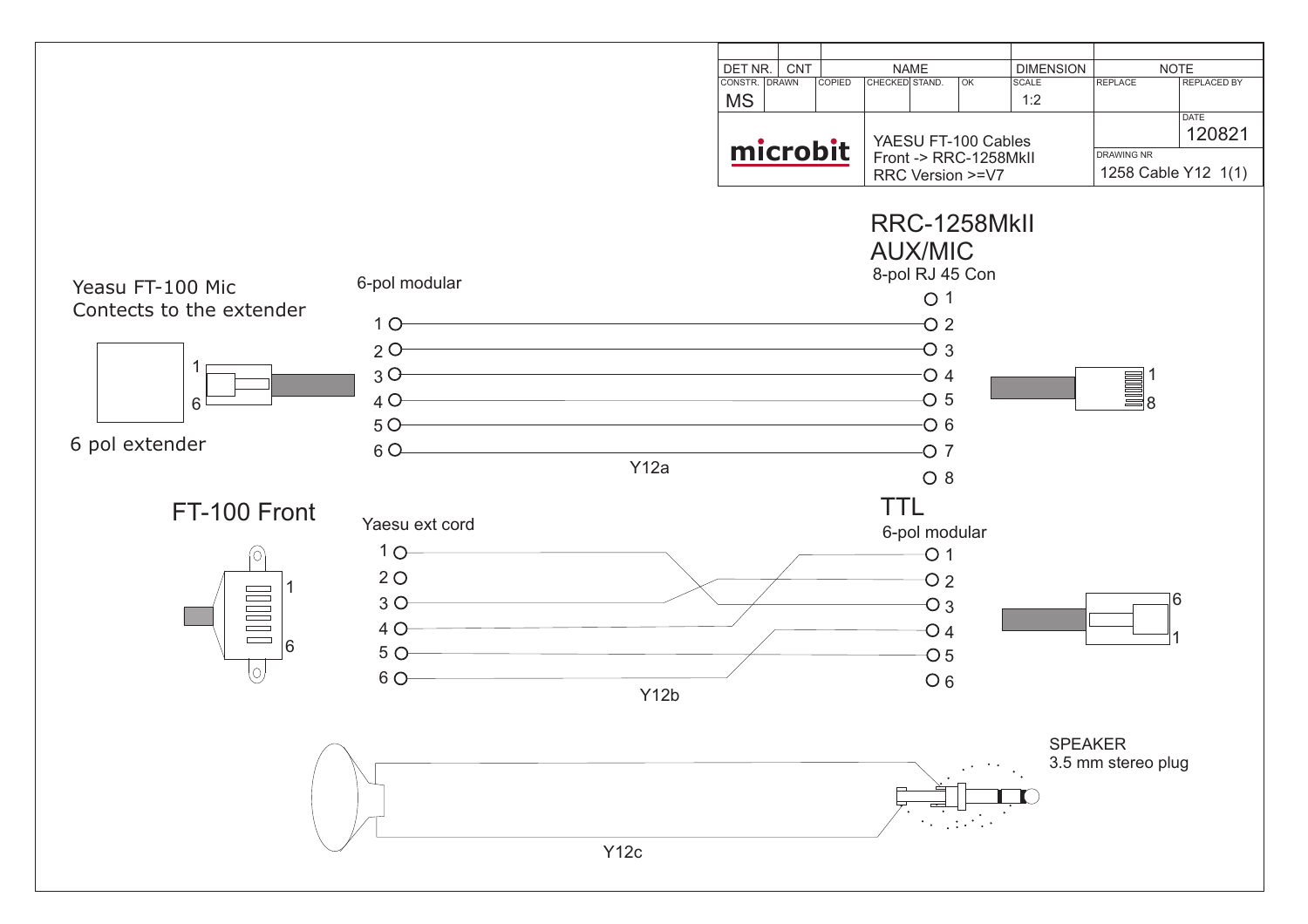| DET NR. | CNT | | NAME | | | DIMENSION | NOTE | |
|---|---|---|---|---|---|---|---|---|
| CONSTR. | DRAWN | COPIED | CHECKED | STAND. | OK | SCALE | REPLACE | REPLACED BY |
| MS | | | | | | 1:2 | | |
| microbit | | | YAESU FT-100 Cables Front -> RRC-1258MkII RRC Version >=V7 | | | | | DATE 120821 |
| | | | | | | | DRAWING NR 1258 Cable Y12 1(1) | |

Yeasu FT-100 Mic
Contects to the extender

6 pol extender

6-pol modular

RRC-1258MkII
AUX/MIC
8-pol RJ 45 Con

| 6-pol modular | 8-pol RJ 45 Con |
|---|---|
| | 1 |
| 1 | 2 |
| 2 | 3 |
| 3 | 4 |
| 4 | 5 |
| 5 | 6 |
| 6 | 7 |
| | 8 |

Y12a

FT-100 Front

Yaesu ext cord

TTL
6-pol modular

| Yaesu ext cord | TTL 6-pol modular |
|---|---|
| 1 | 3 |
| 2 | – |
| 3 | 2 |
| 4 | 1 |
| 5 | 4 |
| 6 | – |

Y12b

SPEAKER
3.5 mm stereo plug

Y12c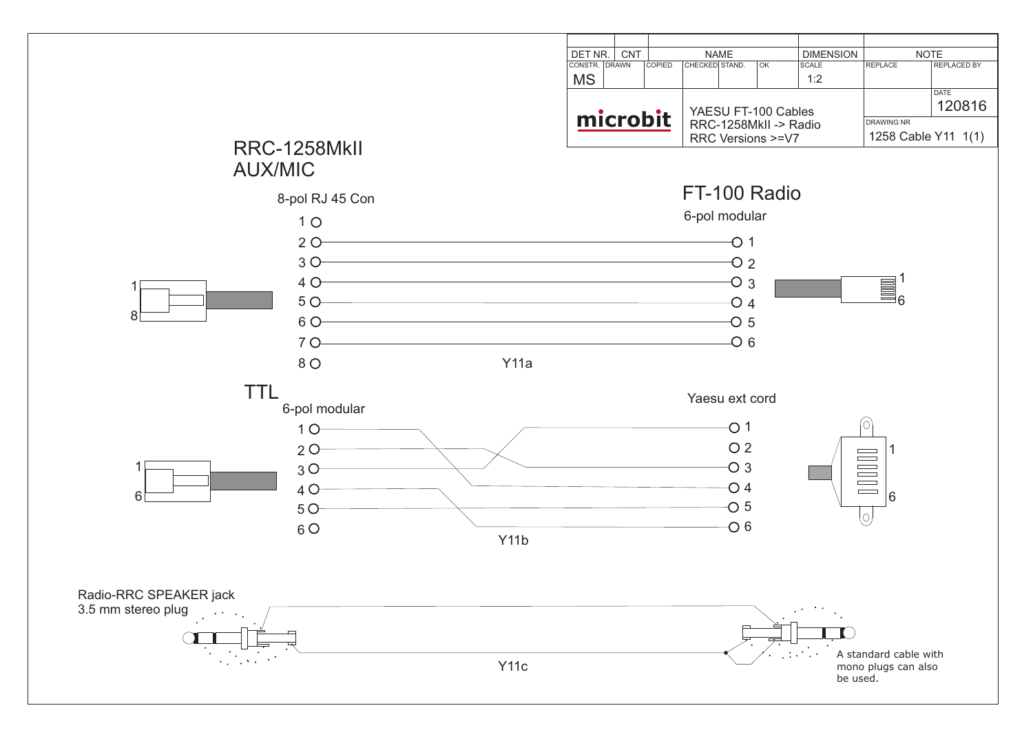| DET NR. | CNT | NAME | | | DIMENSION | NOTE | |
| --- | --- | --- | --- | --- | --- | --- | --- |
| CONSTR. | DRAWN | COPIED | CHECKED STAND. | OK | SCALE | REPLACE | REPLACED BY |
| MS | | | | | 1:2 | | |
| microbit | | YAESU FT-100 Cables RRC-1258MkII -> Radio RRC Versions >=V7 | | | | DATE | 120816 |
| | | | | | | DRAWING NR | 1258 Cable Y11 1(1) |

RRC-1258MkII
AUX/MIC

8-pol RJ 45 Con

FT-100 Radio

6-pol modular

1
2
3
4
5
6
7
8

1
2
3
4
5
6

1
8

1
6

Y11a

TTL

6-pol modular

Yaesu ext cord

1
2
3
4
5
6

1
2
3
4
5
6

1
6

1
6

Y11b

Radio-RRC SPEAKER jack
3.5 mm stereo plug

Y11c

A standard cable with mono plugs can also be used.